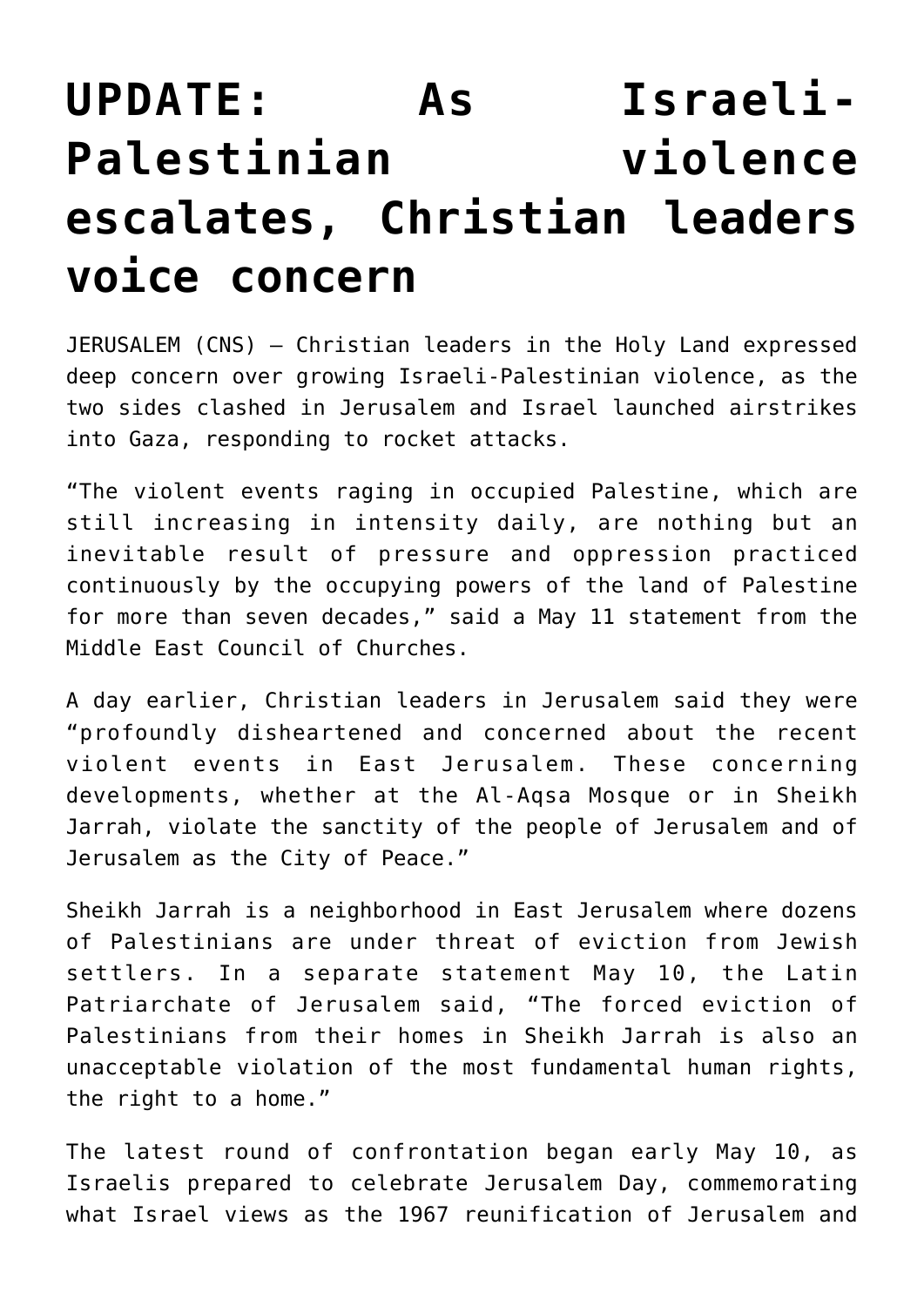# UPDATE: As Israeli-Palestinian violence escalates, Christian leaders voice concern

JERUSALEM (CNS) — Christian leaders in the Holy Land expressed deep concern over growing Israeli-Palestinian violence, as the two sides clashed in Jerusalem and Israel launched airstrikes into Gaza, responding to rocket attacks.

"The violent events raging in occupied Palestine, which are still increasing in intensity daily, are nothing but an inevitable result of pressure and oppression practiced continuously by the occupying powers of the land of Palestine for more than seven decades," said a May 11 statement from the Middle East Council of Churches.

A day earlier, Christian leaders in Jerusalem said they were "profoundly disheartened and concerned about the recent violent events in East Jerusalem. These concerning developments, whether at the Al-Aqsa Mosque or in Sheikh Jarrah, violate the sanctity of the people of Jerusalem and of Jerusalem as the City of Peace."

Sheikh Jarrah is a neighborhood in East Jerusalem where dozens of Palestinians are under threat of eviction from Jewish settlers. In a separate statement May 10, the Latin Patriarchate of Jerusalem said, "The forced eviction of Palestinians from their homes in Sheikh Jarrah is also an unacceptable violation of the most fundamental human rights, the right to a home."

The latest round of confrontation began early May 10, as Israelis prepared to celebrate Jerusalem Day, commemorating what Israel views as the 1967 reunification of Jerusalem and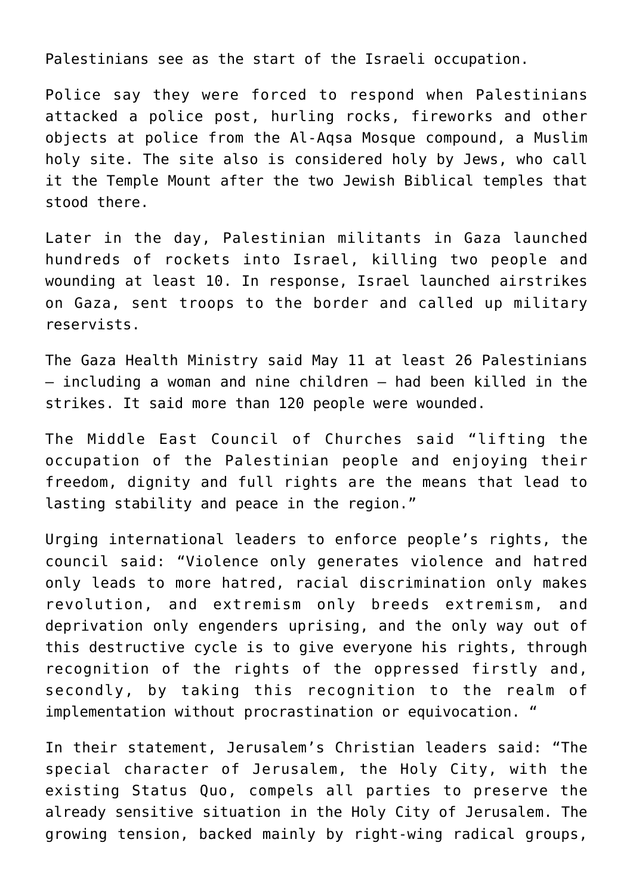Palestinians see as the start of the Israeli occupation.

Police say they were forced to respond when Palestinians attacked a police post, hurling rocks, fireworks and other objects at police from the Al-Aqsa Mosque compound, a Muslim holy site. The site also is considered holy by Jews, who call it the Temple Mount after the two Jewish Biblical temples that stood there.

Later in the day, Palestinian militants in Gaza launched hundreds of rockets into Israel, killing two people and wounding at least 10. In response, Israel launched airstrikes on Gaza, sent troops to the border and called up military reservists.

The Gaza Health Ministry said May 11 at least 26 Palestinians — including a woman and nine children — had been killed in the strikes. It said more than 120 people were wounded.

The Middle East Council of Churches said "lifting the occupation of the Palestinian people and enjoying their freedom, dignity and full rights are the means that lead to lasting stability and peace in the region."

Urging international leaders to enforce people's rights, the council said: "Violence only generates violence and hatred only leads to more hatred, racial discrimination only makes revolution, and extremism only breeds extremism, and deprivation only engenders uprising, and the only way out of this destructive cycle is to give everyone his rights, through recognition of the rights of the oppressed firstly and, secondly, by taking this recognition to the realm of implementation without procrastination or equivocation. "

In their statement, Jerusalem's Christian leaders said: "The special character of Jerusalem, the Holy City, with the existing Status Quo, compels all parties to preserve the already sensitive situation in the Holy City of Jerusalem. The growing tension, backed mainly by right-wing radical groups,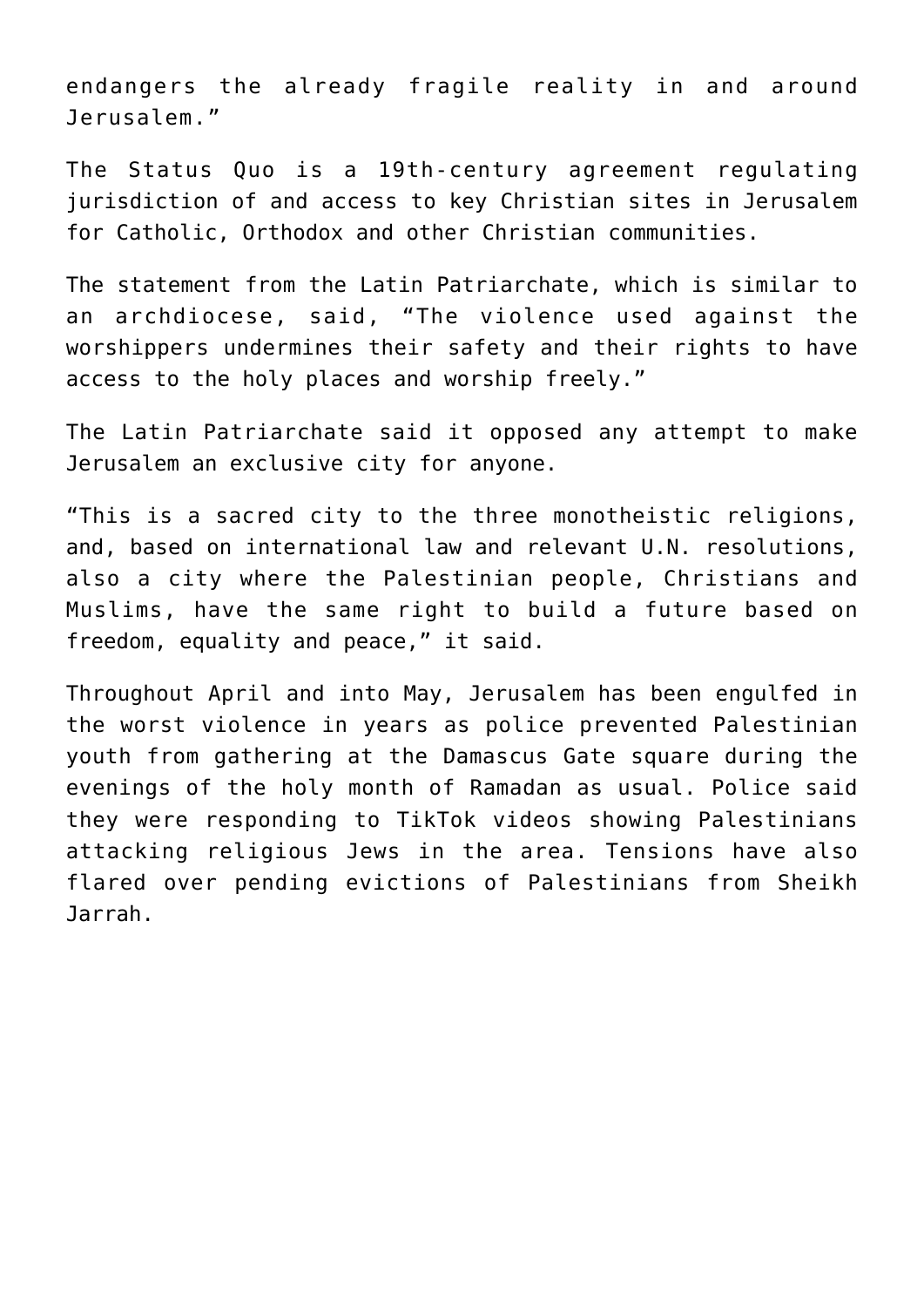endangers the already fragile reality in and around Jerusalem."

The Status Quo is a 19th-century agreement regulating jurisdiction of and access to key Christian sites in Jerusalem for Catholic, Orthodox and other Christian communities.

The statement from the Latin Patriarchate, which is similar to an archdiocese, said, "The violence used against the worshippers undermines their safety and their rights to have access to the holy places and worship freely."

The Latin Patriarchate said it opposed any attempt to make Jerusalem an exclusive city for anyone.

"This is a sacred city to the three monotheistic religions, and, based on international law and relevant U.N. resolutions, also a city where the Palestinian people, Christians and Muslims, have the same right to build a future based on freedom, equality and peace," it said.

Throughout April and into May, Jerusalem has been engulfed in the worst violence in years as police prevented Palestinian youth from gathering at the Damascus Gate square during the evenings of the holy month of Ramadan as usual. Police said they were responding to TikTok videos showing Palestinians attacking religious Jews in the area. Tensions have also flared over pending evictions of Palestinians from Sheikh Jarrah.